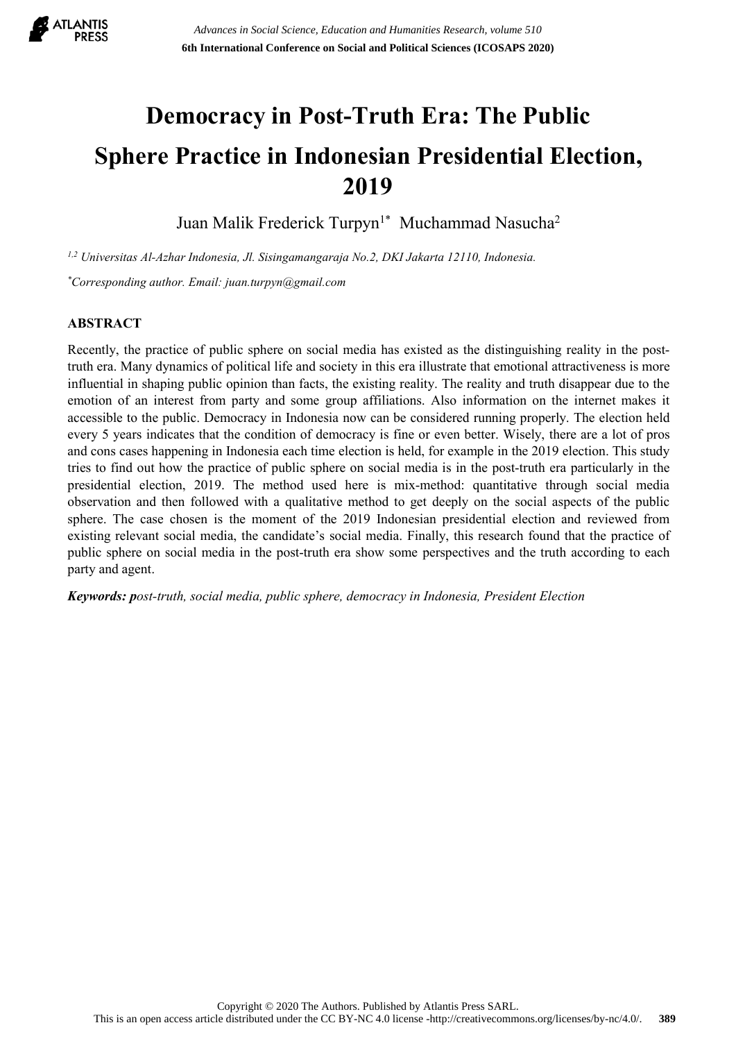# Democracy in Post-Truth Era: The Public Sphere Practice in Indonesian Presidential Election, 2019

Juan Malik Frederick Turpyn[1*] Muchammad Nasucha[2]

[1,2] *Universitas Al-Azhar Indonesia, Jl. Sisingamangaraja No.2, DKI Jakarta 12110, Indonesia.*

[*]*Corresponding author. Email: juan.turpyn@gmail.com*

## ABSTRACT

Recently, the practice of public sphere on social media has existed as the distinguishing reality in the post-truth era. Many dynamics of political life and society in this era illustrate that emotional attractiveness is more influential in shaping public opinion than facts, the existing reality. The reality and truth disappear due to the emotion of an interest from party and some group affiliations. Also information on the internet makes it accessible to the public. Democracy in Indonesia now can be considered running properly. The election held every 5 years indicates that the condition of democracy is fine or even better. Wisely, there are a lot of pros and cons cases happening in Indonesia each time election is held, for example in the 2019 election. This study tries to find out how the practice of public sphere on social media is in the post-truth era particularly in the presidential election, 2019. The method used here is mix-method: quantitative through social media observation and then followed with a qualitative method to get deeply on the social aspects of the public sphere. The case chosen is the moment of the 2019 Indonesian presidential election and reviewed from existing relevant social media, the candidate's social media. Finally, this research found that the practice of public sphere on social media in the post-truth era show some perspectives and the truth according to each party and agent.

***Keywords: p****ost-truth, social media, public sphere, democracy in Indonesia, President Election*

Copyright © 2020 The Authors. Published by Atlantis Press SARL.
This is an open access article distributed under the CC BY-NC 4.0 license -http://creativecommons.org/licenses/by-nc/4.0/.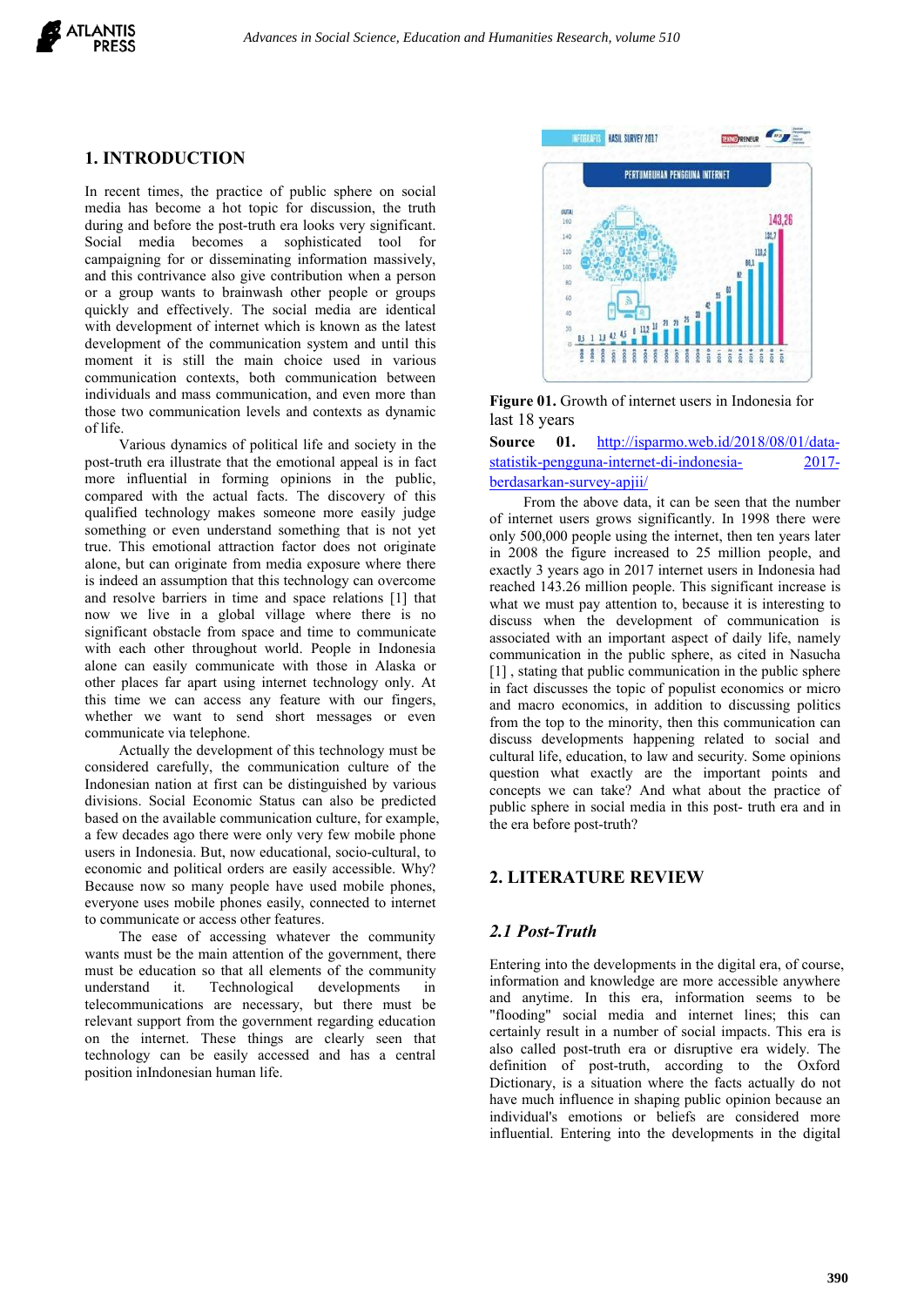## 1. INTRODUCTION

In recent times, the practice of public sphere on social media has become a hot topic for discussion, the truth during and before the post-truth era looks very significant. Social media becomes a sophisticated tool for campaigning for or disseminating information massively, and this contrivance also give contribution when a person or a group wants to brainwash other people or groups quickly and effectively. The social media are identical with development of internet which is known as the latest development of the communication system and until this moment it is still the main choice used in various communication contexts, both communication between individuals and mass communication, and even more than those two communication levels and contexts as dynamic of life.

Various dynamics of political life and society in the post-truth era illustrate that the emotional appeal is in fact more influential in forming opinions in the public, compared with the actual facts. The discovery of this qualified technology makes someone more easily judge something or even understand something that is not yet true. This emotional attraction factor does not originate alone, but can originate from media exposure where there is indeed an assumption that this technology can overcome and resolve barriers in time and space relations [1] that now we live in a global village where there is no significant obstacle from space and time to communicate with each other throughout world. People in Indonesia alone can easily communicate with those in Alaska or other places far apart using internet technology only. At this time we can access any feature with our fingers, whether we want to send short messages or even communicate via telephone.

Actually the development of this technology must be considered carefully, the communication culture of the Indonesian nation at first can be distinguished by various divisions. Social Economic Status can also be predicted based on the available communication culture, for example, a few decades ago there were only very few mobile phone users in Indonesia. But, now educational, socio-cultural, to economic and political orders are easily accessible. Why? Because now so many people have used mobile phones, everyone uses mobile phones easily, connected to internet to communicate or access other features.

The ease of accessing whatever the community wants must be the main attention of the government, there must be education so that all elements of the community understand it. Technological developments in telecommunications are necessary, but there must be relevant support from the government regarding education on the internet. These things are clearly seen that technology can be easily accessed and has a central position inIndonesian human life.

**Figure 01.** Growth of internet users in Indonesia for last 18 years

**Source 01.** http://isparmo.web.id/2018/08/01/data-statistik-pengguna-internet-di-indonesia-2017-berdasarkan-survey-apjii/

From the above data, it can be seen that the number of internet users grows significantly. In 1998 there were only 500,000 people using the internet, then ten years later in 2008 the figure increased to 25 million people, and exactly 3 years ago in 2017 internet users in Indonesia had reached 143.26 million people. This significant increase is what we must pay attention to, because it is interesting to discuss when the development of communication is associated with an important aspect of daily life, namely communication in the public sphere, as cited in Nasucha [1] , stating that public communication in the public sphere in fact discusses the topic of populist economics or micro and macro economics, in addition to discussing politics from the top to the minority, then this communication can discuss developments happening related to social and cultural life, education, to law and security. Some opinions question what exactly are the important points and concepts we can take? And what about the practice of public sphere in social media in this post- truth era and in the era before post-truth?

## 2. LITERATURE REVIEW

### *2.1 Post-Truth*

Entering into the developments in the digital era, of course, information and knowledge are more accessible anywhere and anytime. In this era, information seems to be "flooding" social media and internet lines; this can certainly result in a number of social impacts. This era is also called post-truth era or disruptive era widely. The definition of post-truth, according to the Oxford Dictionary, is a situation where the facts actually do not have much influence in shaping public opinion because an individual's emotions or beliefs are considered more influential. Entering into the developments in the digital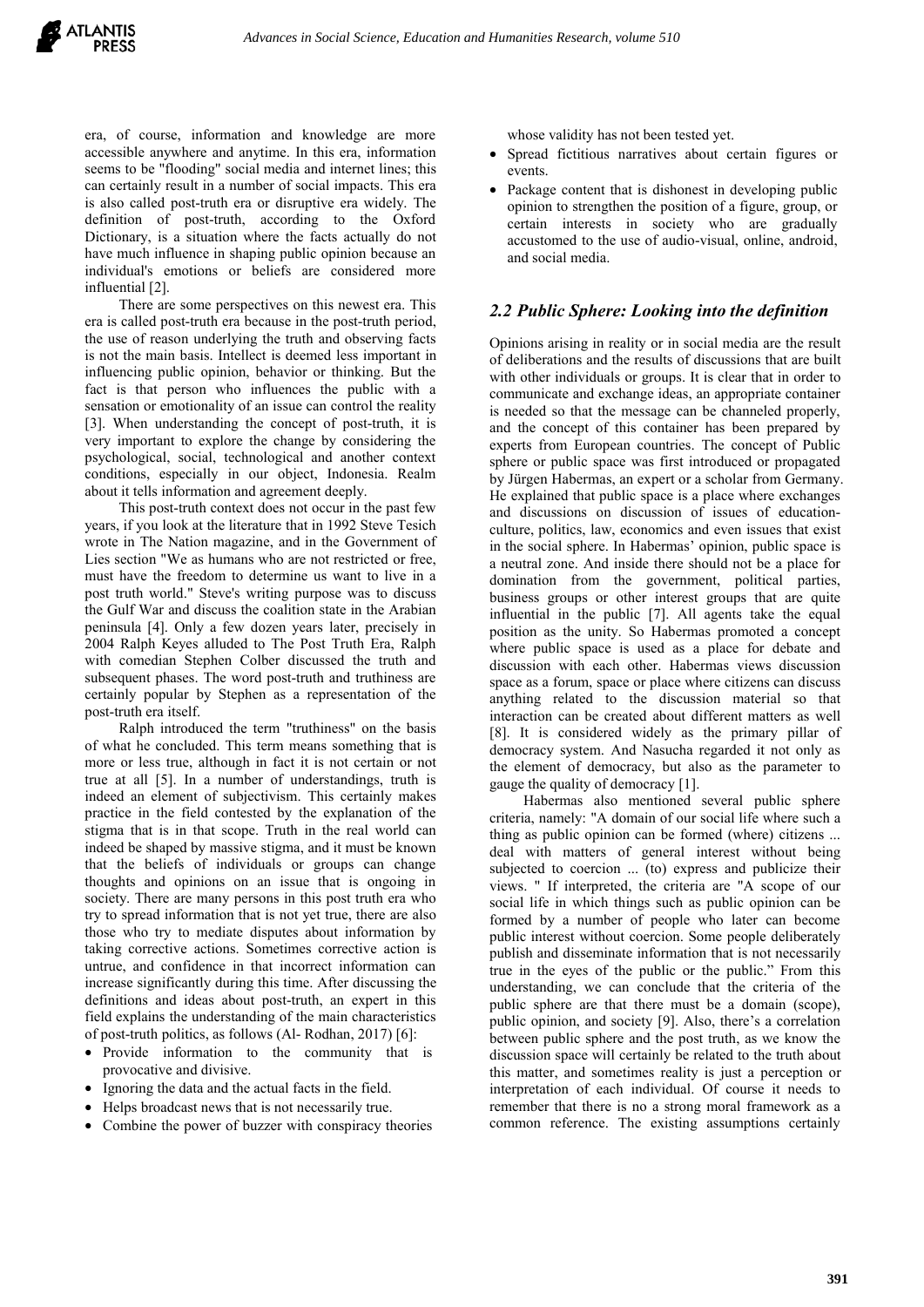era, of course, information and knowledge are more accessible anywhere and anytime. In this era, information seems to be "flooding" social media and internet lines; this can certainly result in a number of social impacts. This era is also called post-truth era or disruptive era widely. The definition of post-truth, according to the Oxford Dictionary, is a situation where the facts actually do not have much influence in shaping public opinion because an individual's emotions or beliefs are considered more influential [2].

There are some perspectives on this newest era. This era is called post-truth era because in the post-truth period, the use of reason underlying the truth and observing facts is not the main basis. Intellect is deemed less important in influencing public opinion, behavior or thinking. But the fact is that person who influences the public with a sensation or emotionality of an issue can control the reality [3]. When understanding the concept of post-truth, it is very important to explore the change by considering the psychological, social, technological and another context conditions, especially in our object, Indonesia. Realm about it tells information and agreement deeply.

This post-truth context does not occur in the past few years, if you look at the literature that in 1992 Steve Tesich wrote in The Nation magazine, and in the Government of Lies section "We as humans who are not restricted or free, must have the freedom to determine us want to live in a post truth world." Steve's writing purpose was to discuss the Gulf War and discuss the coalition state in the Arabian peninsula [4]. Only a few dozen years later, precisely in 2004 Ralph Keyes alluded to The Post Truth Era, Ralph with comedian Stephen Colber discussed the truth and subsequent phases. The word post-truth and truthiness are certainly popular by Stephen as a representation of the post-truth era itself.

Ralph introduced the term "truthiness" on the basis of what he concluded. This term means something that is more or less true, although in fact it is not certain or not true at all [5]. In a number of understandings, truth is indeed an element of subjectivism. This certainly makes practice in the field contested by the explanation of the stigma that is in that scope. Truth in the real world can indeed be shaped by massive stigma, and it must be known that the beliefs of individuals or groups can change thoughts and opinions on an issue that is ongoing in society. There are many persons in this post truth era who try to spread information that is not yet true, there are also those who try to mediate disputes about information by taking corrective actions. Sometimes corrective action is untrue, and confidence in that incorrect information can increase significantly during this time. After discussing the definitions and ideas about post-truth, an expert in this field explains the understanding of the main characteristics of post-truth politics, as follows (Al- Rodhan, 2017) [6]:

- Provide information to the community that is provocative and divisive.
- Ignoring the data and the actual facts in the field.
- Helps broadcast news that is not necessarily true.
- Combine the power of buzzer with conspiracy theories whose validity has not been tested yet.
- Spread fictitious narratives about certain figures or events.
- Package content that is dishonest in developing public opinion to strengthen the position of a figure, group, or certain interests in society who are gradually accustomed to the use of audio-visual, online, android, and social media.

## *2.2 Public Sphere: Looking into the definition*

Opinions arising in reality or in social media are the result of deliberations and the results of discussions that are built with other individuals or groups. It is clear that in order to communicate and exchange ideas, an appropriate container is needed so that the message can be channeled properly, and the concept of this container has been prepared by experts from European countries. The concept of Public sphere or public space was first introduced or propagated by Jürgen Habermas, an expert or a scholar from Germany. He explained that public space is a place where exchanges and discussions on discussion of issues of education-culture, politics, law, economics and even issues that exist in the social sphere. In Habermas' opinion, public space is a neutral zone. And inside there should not be a place for domination from the government, political parties, business groups or other interest groups that are quite influential in the public [7]. All agents take the equal position as the unity. So Habermas promoted a concept where public space is used as a place for debate and discussion with each other. Habermas views discussion space as a forum, space or place where citizens can discuss anything related to the discussion material so that interaction can be created about different matters as well [8]. It is considered widely as the primary pillar of democracy system. And Nasucha regarded it not only as the element of democracy, but also as the parameter to gauge the quality of democracy [1].

Habermas also mentioned several public sphere criteria, namely: "A domain of our social life where such a thing as public opinion can be formed (where) citizens ... deal with matters of general interest without being subjected to coercion ... (to) express and publicize their views. " If interpreted, the criteria are "A scope of our social life in which things such as public opinion can be formed by a number of people who later can become public interest without coercion. Some people deliberately publish and disseminate information that is not necessarily true in the eyes of the public or the public." From this understanding, we can conclude that the criteria of the public sphere are that there must be a domain (scope), public opinion, and society [9]. Also, there's a correlation between public sphere and the post truth, as we know the discussion space will certainly be related to the truth about this matter, and sometimes reality is just a perception or interpretation of each individual. Of course it needs to remember that there is no a strong moral framework as a common reference. The existing assumptions certainly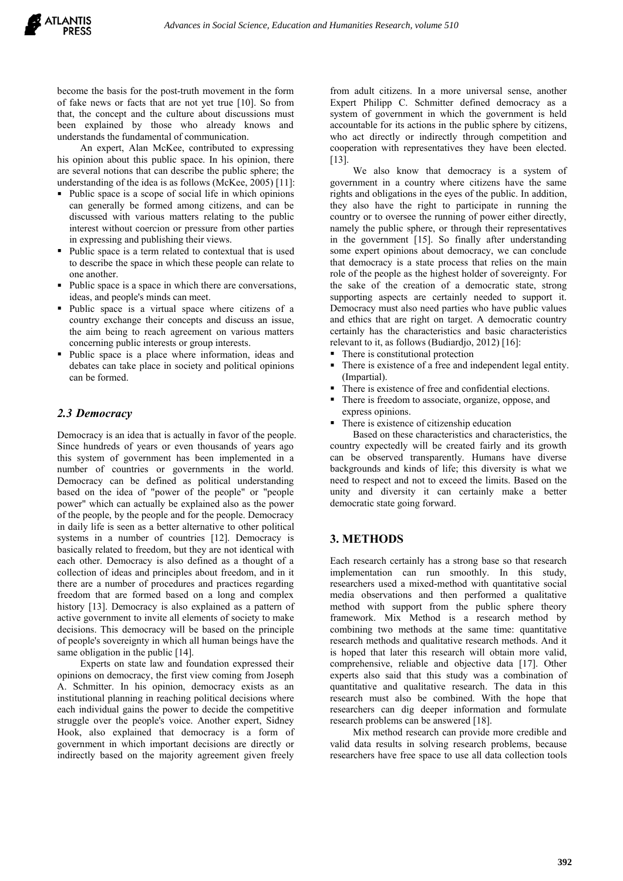become the basis for the post-truth movement in the form of fake news or facts that are not yet true [10]. So from that, the concept and the culture about discussions must been explained by those who already knows and understands the fundamental of communication.

An expert, Alan McKee, contributed to expressing his opinion about this public space. In his opinion, there are several notions that can describe the public sphere; the understanding of the idea is as follows (McKee, 2005) [11]:

- Public space is a scope of social life in which opinions can generally be formed among citizens, and can be discussed with various matters relating to the public interest without coercion or pressure from other parties in expressing and publishing their views.
- Public space is a term related to contextual that is used to describe the space in which these people can relate to one another.
- Public space is a space in which there are conversations, ideas, and people's minds can meet.
- Public space is a virtual space where citizens of a country exchange their concepts and discuss an issue, the aim being to reach agreement on various matters concerning public interests or group interests.
- Public space is a place where information, ideas and debates can take place in society and political opinions can be formed.

### *2.3 Democracy*

Democracy is an idea that is actually in favor of the people. Since hundreds of years or even thousands of years ago this system of government has been implemented in a number of countries or governments in the world. Democracy can be defined as political understanding based on the idea of "power of the people" or "people power" which can actually be explained also as the power of the people, by the people and for the people. Democracy in daily life is seen as a better alternative to other political systems in a number of countries [12]. Democracy is basically related to freedom, but they are not identical with each other. Democracy is also defined as a thought of a collection of ideas and principles about freedom, and in it there are a number of procedures and practices regarding freedom that are formed based on a long and complex history [13]. Democracy is also explained as a pattern of active government to invite all elements of society to make decisions. This democracy will be based on the principle of people's sovereignty in which all human beings have the same obligation in the public [14].

Experts on state law and foundation expressed their opinions on democracy, the first view coming from Joseph A. Schmitter. In his opinion, democracy exists as an institutional planning in reaching political decisions where each individual gains the power to decide the competitive struggle over the people's voice. Another expert, Sidney Hook, also explained that democracy is a form of government in which important decisions are directly or indirectly based on the majority agreement given freely from adult citizens. In a more universal sense, another Expert Philipp C. Schmitter defined democracy as a system of government in which the government is held accountable for its actions in the public sphere by citizens, who act directly or indirectly through competition and cooperation with representatives they have been elected. [13].

We also know that democracy is a system of government in a country where citizens have the same rights and obligations in the eyes of the public. In addition, they also have the right to participate in running the country or to oversee the running of power either directly, namely the public sphere, or through their representatives in the government [15]. So finally after understanding some expert opinions about democracy, we can conclude that democracy is a state process that relies on the main role of the people as the highest holder of sovereignty. For the sake of the creation of a democratic state, strong supporting aspects are certainly needed to support it. Democracy must also need parties who have public values and ethics that are right on target. A democratic country certainly has the characteristics and basic characteristics relevant to it, as follows (Budiardjo, 2012) [16]:

- There is constitutional protection
- There is existence of a free and independent legal entity. (Impartial).
- There is existence of free and confidential elections.
- There is freedom to associate, organize, oppose, and express opinions.
- There is existence of citizenship education

Based on these characteristics and characteristics, the country expectedly will be created fairly and its growth can be observed transparently. Humans have diverse backgrounds and kinds of life; this diversity is what we need to respect and not to exceed the limits. Based on the unity and diversity it can certainly make a better democratic state going forward.

## 3. METHODS

Each research certainly has a strong base so that research implementation can run smoothly. In this study, researchers used a mixed-method with quantitative social media observations and then performed a qualitative method with support from the public sphere theory framework. Mix Method is a research method by combining two methods at the same time: quantitative research methods and qualitative research methods. And it is hoped that later this research will obtain more valid, comprehensive, reliable and objective data [17]. Other experts also said that this study was a combination of quantitative and qualitative research. The data in this research must also be combined. With the hope that researchers can dig deeper information and formulate research problems can be answered [18].

Mix method research can provide more credible and valid data results in solving research problems, because researchers have free space to use all data collection tools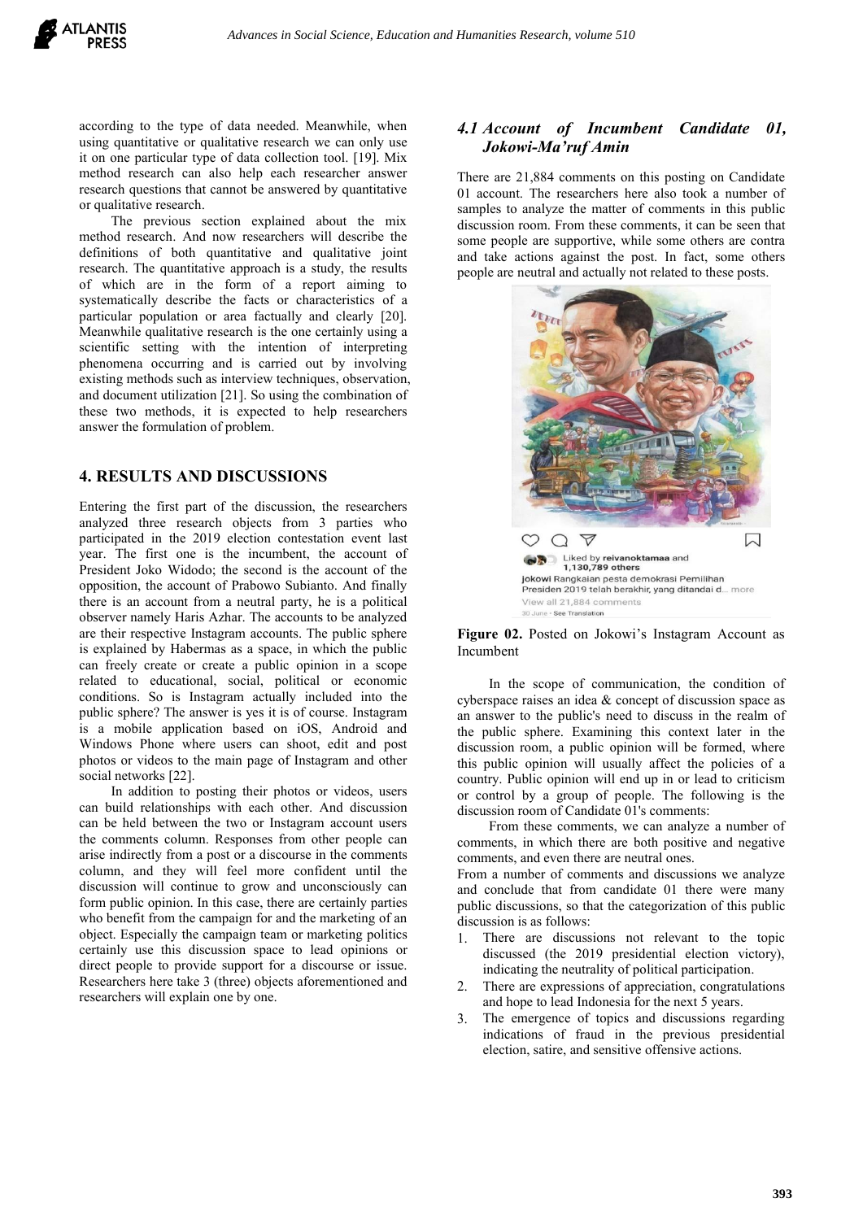according to the type of data needed. Meanwhile, when using quantitative or qualitative research we can only use it on one particular type of data collection tool. [19]. Mix method research can also help each researcher answer research questions that cannot be answered by quantitative or qualitative research.

The previous section explained about the mix method research. And now researchers will describe the definitions of both quantitative and qualitative joint research. The quantitative approach is a study, the results of which are in the form of a report aiming to systematically describe the facts or characteristics of a particular population or area factually and clearly [20]. Meanwhile qualitative research is the one certainly using a scientific setting with the intention of interpreting phenomena occurring and is carried out by involving existing methods such as interview techniques, observation, and document utilization [21]. So using the combination of these two methods, it is expected to help researchers answer the formulation of problem.

## 4. RESULTS AND DISCUSSIONS

Entering the first part of the discussion, the researchers analyzed three research objects from 3 parties who participated in the 2019 election contestation event last year. The first one is the incumbent, the account of President Joko Widodo; the second is the account of the opposition, the account of Prabowo Subianto. And finally there is an account from a neutral party, he is a political observer namely Haris Azhar. The accounts to be analyzed are their respective Instagram accounts. The public sphere is explained by Habermas as a space, in which the public can freely create or create a public opinion in a scope related to educational, social, political or economic conditions. So is Instagram actually included into the public sphere? The answer is yes it is of course. Instagram is a mobile application based on iOS, Android and Windows Phone where users can shoot, edit and post photos or videos to the main page of Instagram and other social networks [22].

In addition to posting their photos or videos, users can build relationships with each other. And discussion can be held between the two or Instagram account users the comments column. Responses from other people can arise indirectly from a post or a discourse in the comments column, and they will feel more confident until the discussion will continue to grow and unconsciously can form public opinion. In this case, there are certainly parties who benefit from the campaign for and the marketing of an object. Especially the campaign team or marketing politics certainly use this discussion space to lead opinions or direct people to provide support for a discourse or issue. Researchers here take 3 (three) objects aforementioned and researchers will explain one by one.

### *4.1 Account of Incumbent Candidate 01, Jokowi-Ma'ruf Amin*

There are 21,884 comments on this posting on Candidate 01 account. The researchers here also took a number of samples to analyze the matter of comments in this public discussion room. From these comments, it can be seen that some people are supportive, while some others are contra and take actions against the post. In fact, some others people are neutral and actually not related to these posts.

**Figure 02.** Posted on Jokowi's Instagram Account as Incumbent

In the scope of communication, the condition of cyberspace raises an idea & concept of discussion space as an answer to the public's need to discuss in the realm of the public sphere. Examining this context later in the discussion room, a public opinion will be formed, where this public opinion will usually affect the policies of a country. Public opinion will end up in or lead to criticism or control by a group of people. The following is the discussion room of Candidate 01's comments:

From these comments, we can analyze a number of comments, in which there are both positive and negative comments, and even there are neutral ones.

From a number of comments and discussions we analyze and conclude that from candidate 01 there were many public discussions, so that the categorization of this public discussion is as follows:

1. There are discussions not relevant to the topic discussed (the 2019 presidential election victory), indicating the neutrality of political participation.
2. There are expressions of appreciation, congratulations and hope to lead Indonesia for the next 5 years.
3. The emergence of topics and discussions regarding indications of fraud in the previous presidential election, satire, and sensitive offensive actions.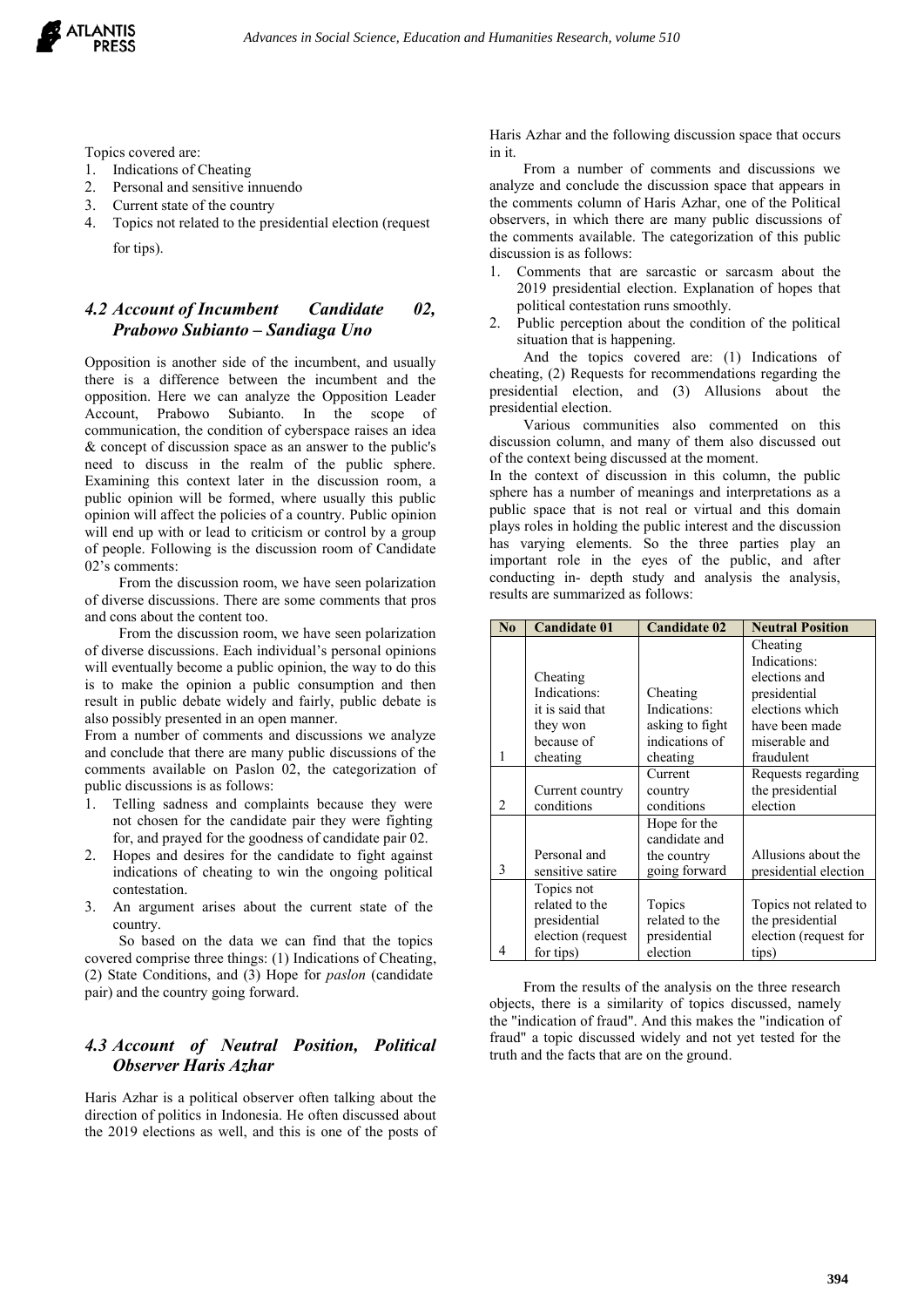Topics covered are:

1. Indications of Cheating
2. Personal and sensitive innuendo
3. Current state of the country
4. Topics not related to the presidential election (request for tips).

### *4.2 Account of Incumbent Candidate 02, Prabowo Subianto – Sandiaga Uno*

Opposition is another side of the incumbent, and usually there is a difference between the incumbent and the opposition. Here we can analyze the Opposition Leader Account, Prabowo Subianto. In the scope of communication, the condition of cyberspace raises an idea & concept of discussion space as an answer to the public's need to discuss in the realm of the public sphere. Examining this context later in the discussion room, a public opinion will be formed, where usually this public opinion will affect the policies of a country. Public opinion will end up with or lead to criticism or control by a group of people. Following is the discussion room of Candidate 02's comments:

From the discussion room, we have seen polarization of diverse discussions. There are some comments that pros and cons about the content too.

From the discussion room, we have seen polarization of diverse discussions. Each individual's personal opinions will eventually become a public opinion, the way to do this is to make the opinion a public consumption and then result in public debate widely and fairly, public debate is also possibly presented in an open manner.

From a number of comments and discussions we analyze and conclude that there are many public discussions of the comments available on Paslon 02, the categorization of public discussions is as follows:

1. Telling sadness and complaints because they were not chosen for the candidate pair they were fighting for, and prayed for the goodness of candidate pair 02.
2. Hopes and desires for the candidate to fight against indications of cheating to win the ongoing political contestation.
3. An argument arises about the current state of the country.

So based on the data we can find that the topics covered comprise three things: (1) Indications of Cheating, (2) State Conditions, and (3) Hope for *paslon* (candidate pair) and the country going forward.

### *4.3 Account of Neutral Position, Political Observer Haris Azhar*

Haris Azhar is a political observer often talking about the direction of politics in Indonesia. He often discussed about the 2019 elections as well, and this is one of the posts of Haris Azhar and the following discussion space that occurs in it.

From a number of comments and discussions we analyze and conclude the discussion space that appears in the comments column of Haris Azhar, one of the Political observers, in which there are many public discussions of the comments available. The categorization of this public discussion is as follows:

1. Comments that are sarcastic or sarcasm about the 2019 presidential election. Explanation of hopes that political contestation runs smoothly.
2. Public perception about the condition of the political situation that is happening.

And the topics covered are: (1) Indications of cheating, (2) Requests for recommendations regarding the presidential election, and (3) Allusions about the presidential election.

Various communities also commented on this discussion column, and many of them also discussed out of the context being discussed at the moment.

In the context of discussion in this column, the public sphere has a number of meanings and interpretations as a public space that is not real or virtual and this domain plays roles in holding the public interest and the discussion has varying elements. So the three parties play an important role in the eyes of the public, and after conducting in- depth study and analysis the analysis, results are summarized as follows:

| No | Candidate 01 | Candidate 02 | Neutral Position |
|---|---|---|---|
| 1 | Cheating Indications: it is said that they won because of cheating | Cheating Indications: asking to fight indications of cheating | Cheating Indications: elections and presidential elections which have been made miserable and fraudulent |
| 2 | Current country conditions | Current country conditions | Requests regarding the presidential election |
| 3 | Personal and sensitive satire | Hope for the candidate and the country going forward | Allusions about the presidential election |
| 4 | Topics not related to the presidential election (request for tips) | Topics related to the presidential election | Topics not related to the presidential election (request for tips) |

From the results of the analysis on the three research objects, there is a similarity of topics discussed, namely the "indication of fraud". And this makes the "indication of fraud" a topic discussed widely and not yet tested for the truth and the facts that are on the ground.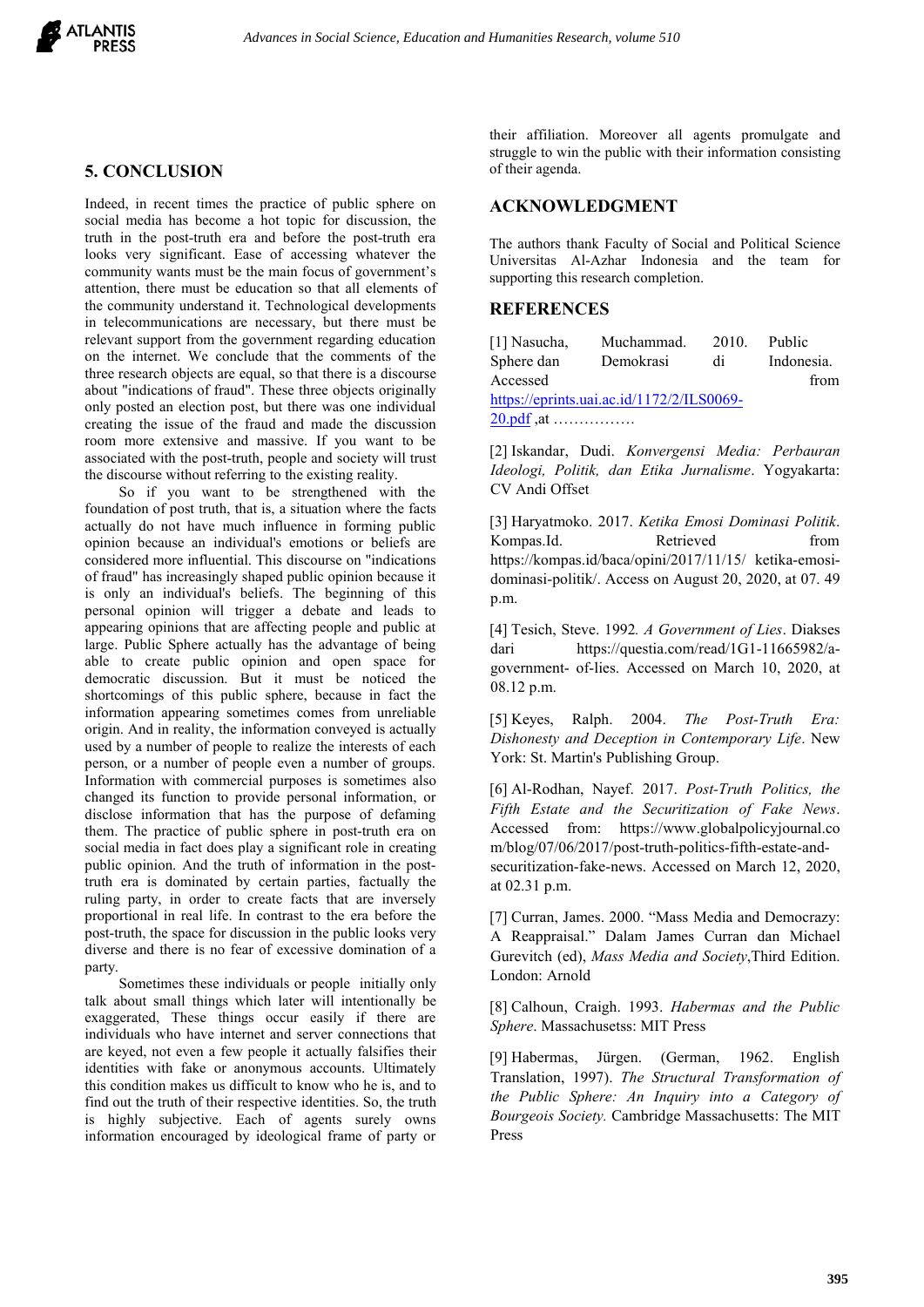## 5. CONCLUSION

Indeed, in recent times the practice of public sphere on social media has become a hot topic for discussion, the truth in the post-truth era and before the post-truth era looks very significant. Ease of accessing whatever the community wants must be the main focus of government's attention, there must be education so that all elements of the community understand it. Technological developments in telecommunications are necessary, but there must be relevant support from the government regarding education on the internet. We conclude that the comments of the three research objects are equal, so that there is a discourse about "indications of fraud". These three objects originally only posted an election post, but there was one individual creating the issue of the fraud and made the discussion room more extensive and massive. If you want to be associated with the post-truth, people and society will trust the discourse without referring to the existing reality.

So if you want to be strengthened with the foundation of post truth, that is, a situation where the facts actually do not have much influence in forming public opinion because an individual's emotions or beliefs are considered more influential. This discourse on "indications of fraud" has increasingly shaped public opinion because it is only an individual's beliefs. The beginning of this personal opinion will trigger a debate and leads to appearing opinions that are affecting people and public at large. Public Sphere actually has the advantage of being able to create public opinion and open space for democratic discussion. But it must be noticed the shortcomings of this public sphere, because in fact the information appearing sometimes comes from unreliable origin. And in reality, the information conveyed is actually used by a number of people to realize the interests of each person, or a number of people even a number of groups. Information with commercial purposes is sometimes also changed its function to provide personal information, or disclose information that has the purpose of defaming them. The practice of public sphere in post-truth era on social media in fact does play a significant role in creating public opinion. And the truth of information in the post-truth era is dominated by certain parties, factually the ruling party, in order to create facts that are inversely proportional in real life. In contrast to the era before the post-truth, the space for discussion in the public looks very diverse and there is no fear of excessive domination of a party.

Sometimes these individuals or people initially only talk about small things which later will intentionally be exaggerated, These things occur easily if there are individuals who have internet and server connections that are keyed, not even a few people it actually falsifies their identities with fake or anonymous accounts. Ultimately this condition makes us difficult to know who he is, and to find out the truth of their respective identities. So, the truth is highly subjective. Each of agents surely owns information encouraged by ideological frame of party or their affiliation. Moreover all agents promulgate and struggle to win the public with their information consisting of their agenda.

## ACKNOWLEDGMENT

The authors thank Faculty of Social and Political Science Universitas Al-Azhar Indonesia and the team for supporting this research completion.

## REFERENCES

[1] Nasucha, Muchammad. 2010. Public Sphere dan Demokrasi di Indonesia. Accessed from https://eprints.uai.ac.id/1172/2/ILS0069-20.pdf ,at …………….

[2] Iskandar, Dudi. *Konvergensi Media: Perbauran Ideologi, Politik, dan Etika Jurnalisme*. Yogyakarta: CV Andi Offset

[3] Haryatmoko. 2017. *Ketika Emosi Dominasi Politik*. Kompas.Id. Retrieved from https://kompas.id/baca/opini/2017/11/15/ ketika-emosi-dominasi-politik/. Access on August 20, 2020, at 07. 49 p.m.

[4] Tesich, Steve. 1992*. A Government of Lies*. Diakses dari https://questia.com/read/1G1-11665982/a-government- of-lies. Accessed on March 10, 2020, at 08.12 p.m.

[5] Keyes, Ralph. 2004. *The Post-Truth Era: Dishonesty and Deception in Contemporary Life*. New York: St. Martin's Publishing Group.

[6] Al-Rodhan, Nayef. 2017. *Post-Truth Politics, the Fifth Estate and the Securitization of Fake News*. Accessed from: https://www.globalpolicyjournal.com/blog/07/06/2017/post-truth-politics-fifth-estate-and-securitization-fake-news. Accessed on March 12, 2020, at 02.31 p.m.

[7] Curran, James. 2000. "Mass Media and Democrazy: A Reappraisal." Dalam James Curran dan Michael Gurevitch (ed), *Mass Media and Society*,Third Edition. London: Arnold

[8] Calhoun, Craigh. 1993. *Habermas and the Public Sphere*. Massachusetss: MIT Press

[9] Habermas, Jürgen. (German, 1962. English Translation, 1997). *The Structural Transformation of the Public Sphere: An Inquiry into a Category of Bourgeois Society.* Cambridge Massachusetts: The MIT Press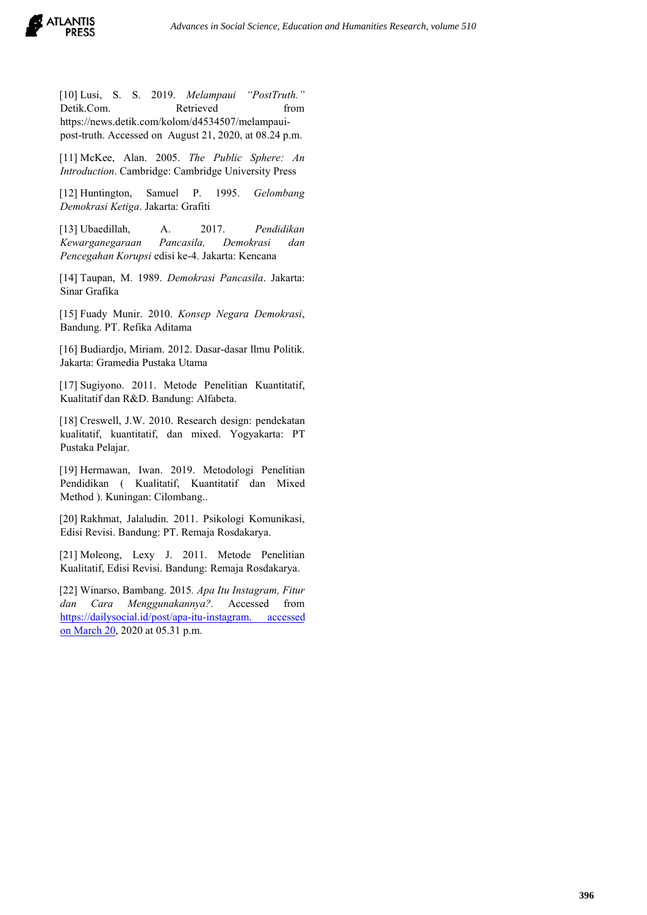[10] Lusi, S. S. 2019. *Melampaui "PostTruth."* Detik.Com. Retrieved from https://news.detik.com/kolom/d4534507/melampaui-post-truth. Accessed on August 21, 2020, at 08.24 p.m.

[11] McKee, Alan. 2005. *The Public Sphere: An Introduction*. Cambridge: Cambridge University Press

[12] Huntington, Samuel P. 1995. *Gelombang Demokrasi Ketiga*. Jakarta: Grafiti

[13] Ubaedillah, A. 2017. *Pendidikan Kewarganegaraan Pancasila, Demokrasi dan Pencegahan Korupsi* edisi ke-4. Jakarta: Kencana

[14] Taupan, M. 1989. *Demokrasi Pancasila*. Jakarta: Sinar Grafika

[15] Fuady Munir. 2010. *Konsep Negara Demokrasi*, Bandung. PT. Refika Aditama

[16] Budiardjo, Miriam. 2012. Dasar-dasar llmu Politik. Jakarta: Gramedia Pustaka Utama

[17] Sugiyono. 2011. Metode Penelitian Kuantitatif, Kualitatif dan R&D. Bandung: Alfabeta.

[18] Creswell, J.W. 2010. Research design: pendekatan kualitatif, kuantitatif, dan mixed. Yogyakarta: PT Pustaka Pelajar.

[19] Hermawan, Iwan. 2019. Metodologi Penelitian Pendidikan ( Kualitatif, Kuantitatif dan Mixed Method ). Kuningan: Cilombang..

[20] Rakhmat, Jalaludin. 2011. Psikologi Komunikasi, Edisi Revisi. Bandung: PT. Remaja Rosdakarya.

[21] Moleong, Lexy J. 2011. Metode Penelitian Kualitatif, Edisi Revisi. Bandung: Remaja Rosdakarya.

[22] Winarso, Bambang. 2015*. Apa Itu Instagram, Fitur dan Cara Menggunakannya?.* Accessed from https://dailysocial.id/post/apa-itu-instagram. accessed on March 20, 2020 at 05.31 p.m.